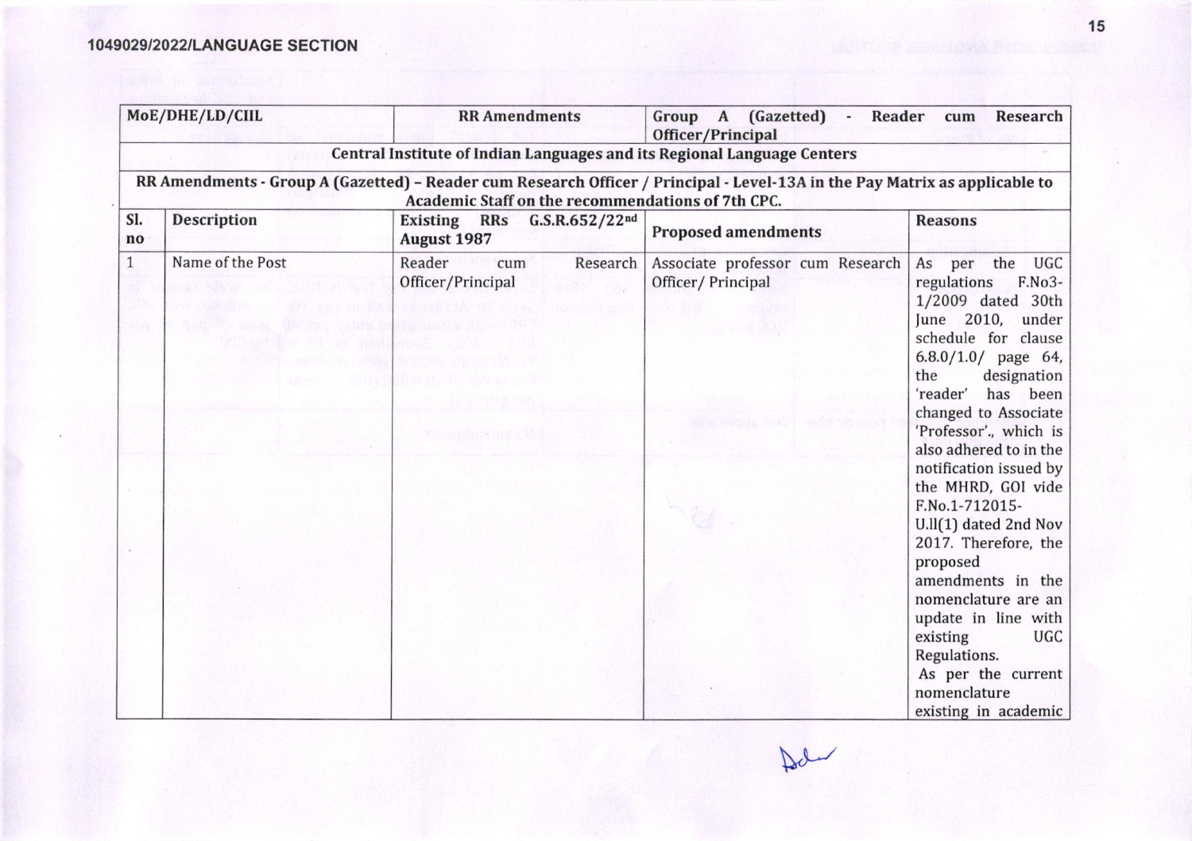1049029/2022/LANGUAGE SECTION

| MoE/DHE/LD/CIIL | | RR Amendments | Group A (Gazetted) - Reader cum Research Officer/Principal | |
|---|---|---|---|---|
| **Central Institute of Indian Languages and its Regional Language Centers** | | | | |
| **RR Amendments - Group A (Gazetted) – Reader cum Research Officer / Principal - Level-13A in the Pay Matrix as applicable to Academic Staff on the recommendations of 7th CPC.** | | | | |
| **Sl. no** | **Description** | **Existing RRs G.S.R.652/22nd August 1987** | **Proposed amendments** | **Reasons** |
| 1 | Name of the Post | Reader cum Research Officer/Principal | Associate professor cum Research Officer/ Principal | As per the UGC regulations F.No3-1/2009 dated 30th June 2010, under schedule for clause 6.8.0/1.0/ page 64, the designation 'reader' has been changed to Associate 'Professor'., which is also adhered to in the notification issued by the MHRD, GOI vide F.No.1-712015-U.ll(1) dated 2nd Nov 2017. Therefore, the proposed amendments in the nomenclature are an update in line with existing UGC Regulations. As per the current nomenclature existing in academic |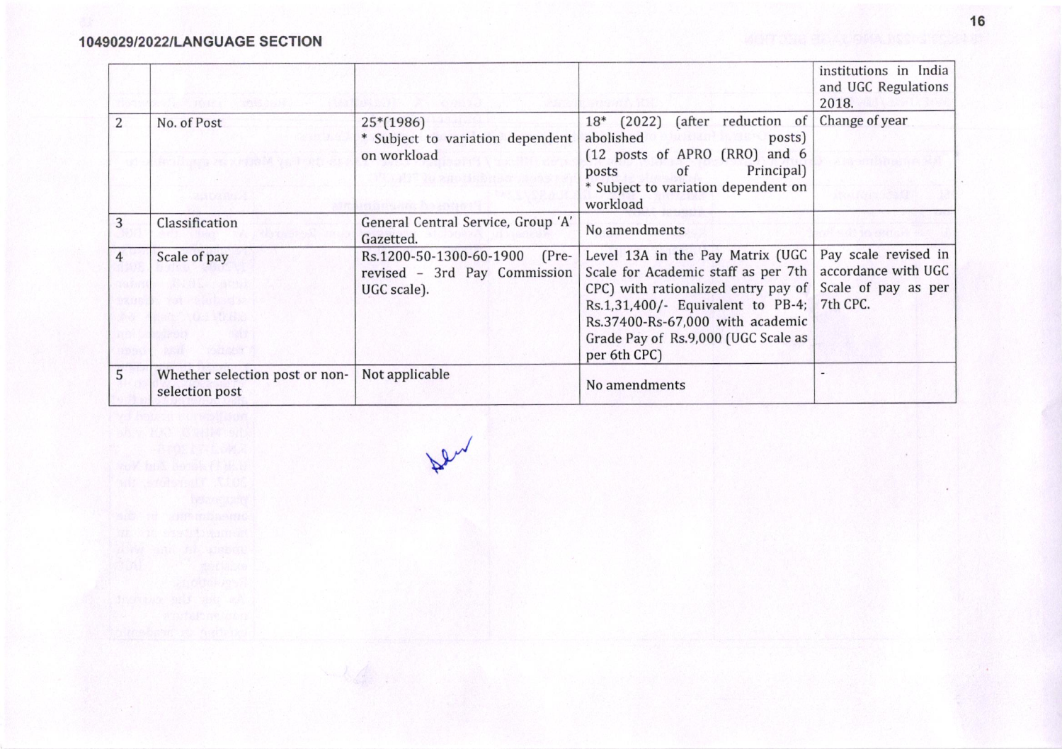1049029/2022/LANGUAGE SECTION

| | | | | institutions in India and UGC Regulations 2018. |
|---|---|---|---|---|
| 2 | No. of Post | 25*(1986)<br>* Subject to variation dependent on workload | 18* (2022) (after reduction of abolished posts) (12 posts of APRO (RRO) and 6 posts of Principal)<br>* Subject to variation dependent on workload | Change of year |
| 3 | Classification | General Central Service, Group 'A' Gazetted. | No amendments | |
| 4 | Scale of pay | Rs.1200-50-1300-60-1900 (Pre-revised – 3rd Pay Commission UGC scale). | Level 13A in the Pay Matrix (UGC Scale for Academic staff as per 7th CPC) with rationalized entry pay of Rs.1,31,400/- Equivalent to PB-4; Rs.37400-Rs-67,000 with academic Grade Pay of Rs.9,000 (UGC Scale as per 6th CPC) | Pay scale revised in accordance with UGC Scale of pay as per 7th CPC. |
| 5 | Whether selection post or non-selection post | Not applicable | No amendments | - |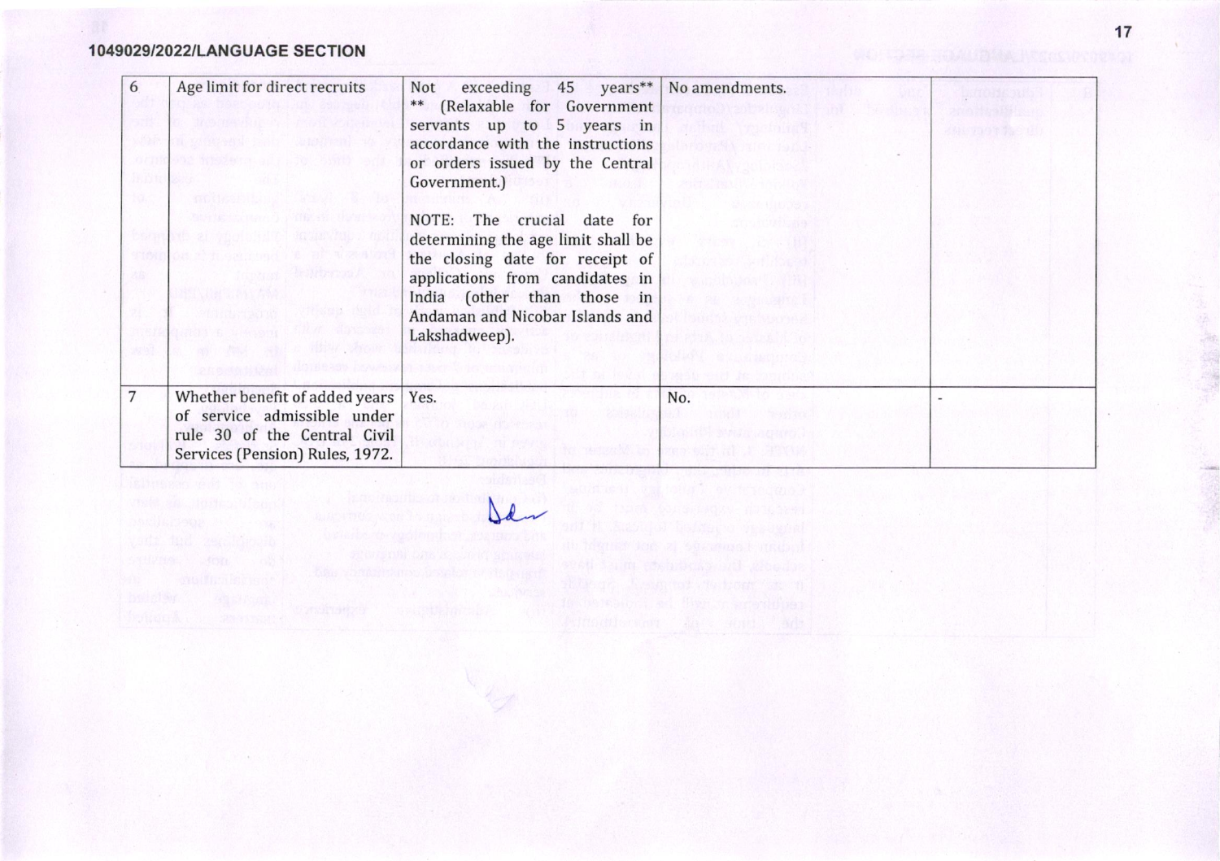1049029/2022/LANGUAGE SECTION

| | | | | |
|---|---|---|---|---|
| 6 | Age limit for direct recruits | Not exceeding 45 years** ** (Relaxable for Government servants up to 5 years in accordance with the instructions or orders issued by the Central Government.)<br><br>NOTE: The crucial date for determining the age limit shall be the closing date for receipt of applications from candidates in India (other than those in Andaman and Nicobar Islands and Lakshadweep). | No amendments. | |
| 7 | Whether benefit of added years of service admissible under rule 30 of the Central Civil Services (Pension) Rules, 1972. | Yes. | No. | - |